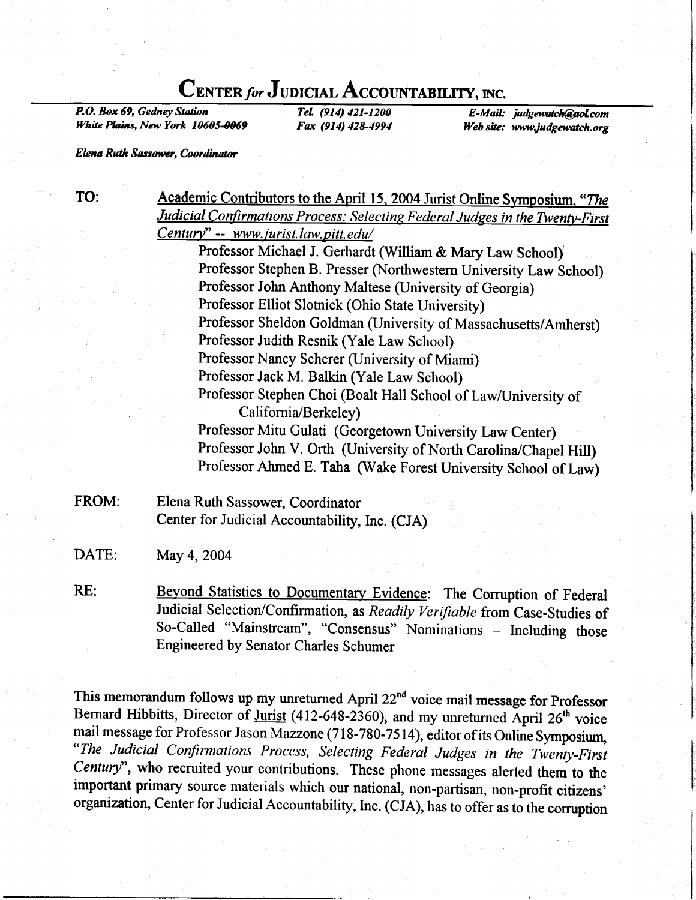# CENTER *for* JUDICIAL ACCOUNTABILITY, INC.

*P.O. Box 69, Gedney Station*
*White Plains, New York 10605-0069*

*Tel. (914) 421-1200*
*Fax (914) 428-4994*

*E-Mail: judgewatch@aol.com*
*Web site: www.judgewatch.org*

***Elena Ruth Sassower, Coordinator***

**TO:** Academic Contributors to the April 15, 2004 Jurist Online Symposium, *"The Judicial Confirmations Process: Selecting Federal Judges in the Twenty-First Century"* -- *www.jurist.law.pitt.edu/*

- Professor Michael J. Gerhardt (William & Mary Law School)
- Professor Stephen B. Presser (Northwestern University Law School)
- Professor John Anthony Maltese (University of Georgia)
- Professor Elliot Slotnick (Ohio State University)
- Professor Sheldon Goldman (University of Massachusetts/Amherst)
- Professor Judith Resnik (Yale Law School)
- Professor Nancy Scherer (University of Miami)
- Professor Jack M. Balkin (Yale Law School)
- Professor Stephen Choi (Boalt Hall School of Law/University of California/Berkeley)
- Professor Mitu Gulati (Georgetown University Law Center)
- Professor John V. Orth (University of North Carolina/Chapel Hill)
- Professor Ahmed E. Taha (Wake Forest University School of Law)

**FROM:** Elena Ruth Sassower, Coordinator
Center for Judicial Accountability, Inc. (CJA)

**DATE:** May 4, 2004

**RE:** Beyond Statistics to Documentary Evidence: The Corruption of Federal Judicial Selection/Confirmation, as *Readily Verifiable* from Case-Studies of So-Called "Mainstream", "Consensus" Nominations – Including those Engineered by Senator Charles Schumer

This memorandum follows up my unreturned April 22nd voice mail message for Professor Bernard Hibbitts, Director of Jurist (412-648-2360), and my unreturned April 26th voice mail message for Professor Jason Mazzone (718-780-7514), editor of its Online Symposium, *"The Judicial Confirmations Process, Selecting Federal Judges in the Twenty-First Century"*, who recruited your contributions. These phone messages alerted them to the important primary source materials which our national, non-partisan, non-profit citizens' organization, Center for Judicial Accountability, Inc. (CJA), has to offer as to the corruption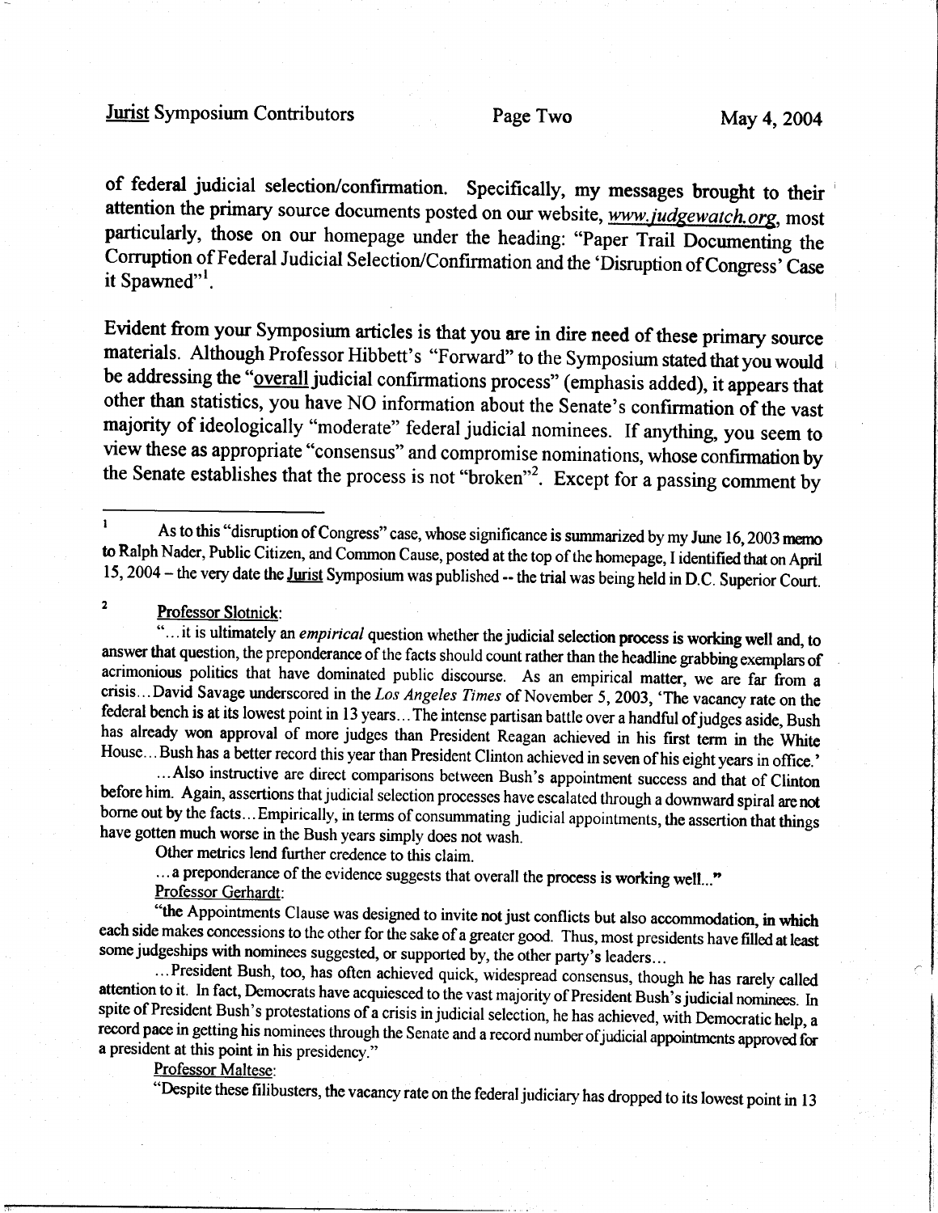of federal judicial selection/confirmation. Specifically, my messages brought to their attention the primary source documents posted on our website, *www.judgewatch.org*, most particularly, those on our homepage under the heading: "Paper Trail Documenting the Corruption of Federal Judicial Selection/Confirmation and the 'Disruption of Congress' Case it Spawned"[1].

Evident from your Symposium articles is that you are in dire need of these primary source materials. Although Professor Hibbett's "Forward" to the Symposium stated that you would be addressing the "overall judicial confirmations process" (emphasis added), it appears that other than statistics, you have NO information about the Senate's confirmation of the vast majority of ideologically "moderate" federal judicial nominees. If anything, you seem to view these as appropriate "consensus" and compromise nominations, whose confirmation by the Senate establishes that the process is not "broken"[2]. Except for a passing comment by

---

[1] As to this "disruption of Congress" case, whose significance is summarized by my June 16, 2003 memo to Ralph Nader, Public Citizen, and Common Cause, posted at the top of the homepage, I identified that on April 15, 2004 – the very date the Jurist Symposium was published -- the trial was being held in D.C. Superior Court.

[2] Professor Slotnick:

"...it is ultimately an *empirical* question whether the judicial selection process is working well and, to answer that question, the preponderance of the facts should count rather than the headline grabbing exemplars of acrimonious politics that have dominated public discourse. As an empirical matter, we are far from a crisis...David Savage underscored in the *Los Angeles Times* of November 5, 2003, 'The vacancy rate on the federal bench is at its lowest point in 13 years...The intense partisan battle over a handful of judges aside, Bush has already won approval of more judges than President Reagan achieved in his first term in the White House...Bush has a better record this year than President Clinton achieved in seven of his eight years in office.'

...Also instructive are direct comparisons between Bush's appointment success and that of Clinton before him. Again, assertions that judicial selection processes have escalated through a downward spiral are not borne out by the facts...Empirically, in terms of consummating judicial appointments, the assertion that things have gotten much worse in the Bush years simply does not wash.

Other metrics lend further credence to this claim.

...a preponderance of the evidence suggests that overall the process is working well..."

Professor Gerhardt:

"the Appointments Clause was designed to invite not just conflicts but also accommodation, in which each side makes concessions to the other for the sake of a greater good. Thus, most presidents have filled at least some judgeships with nominees suggested, or supported by, the other party's leaders...

...President Bush, too, has often achieved quick, widespread consensus, though he has rarely called attention to it. In fact, Democrats have acquiesced to the vast majority of President Bush's judicial nominees. In spite of President Bush's protestations of a crisis in judicial selection, he has achieved, with Democratic help, a record pace in getting his nominees through the Senate and a record number of judicial appointments approved for a president at this point in his presidency."

Professor Maltese:

"Despite these filibusters, the vacancy rate on the federal judiciary has dropped to its lowest point in 13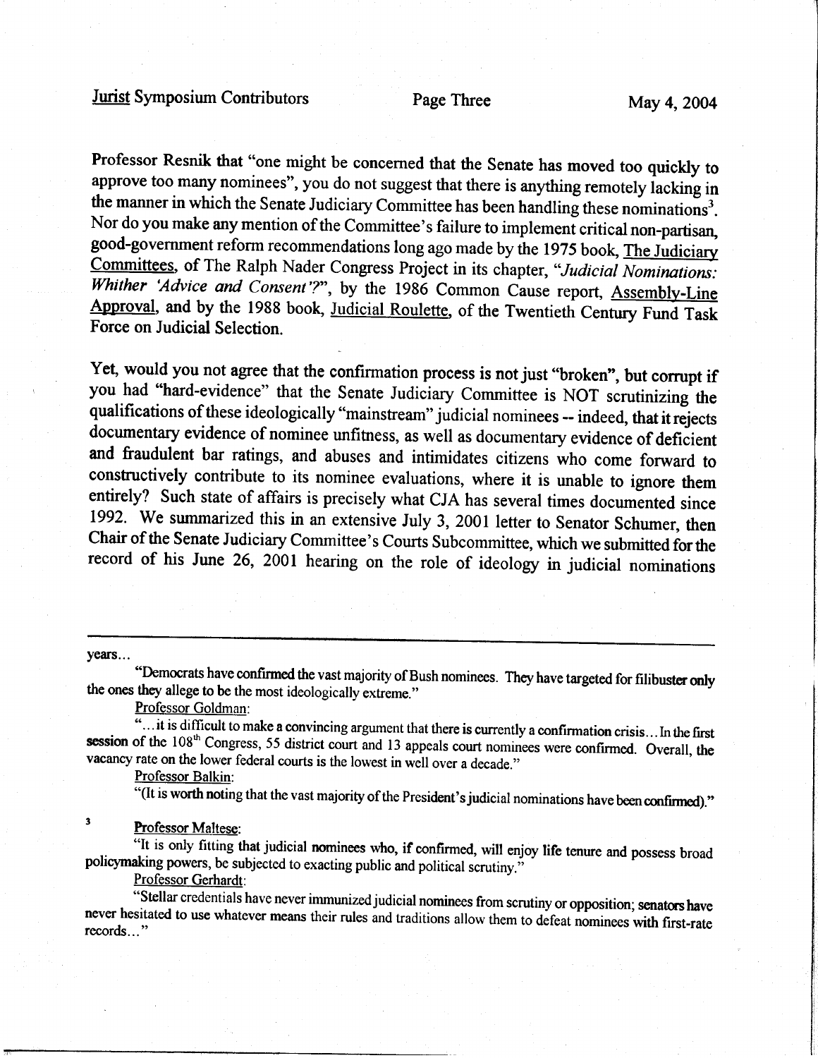Professor Resnik that "one might be concerned that the Senate has moved too quickly to approve too many nominees", you do not suggest that there is anything remotely lacking in the manner in which the Senate Judiciary Committee has been handling these nominations[3]. Nor do you make any mention of the Committee's failure to implement critical non-partisan, good-government reform recommendations long ago made by the 1975 book, The Judiciary Committees, of The Ralph Nader Congress Project in its chapter, "*Judicial Nominations: Whither 'Advice and Consent'?*", by the 1986 Common Cause report, Assembly-Line Approval, and by the 1988 book, Judicial Roulette, of the Twentieth Century Fund Task Force on Judicial Selection.

Yet, would you not agree that the confirmation process is not just "broken", but corrupt if you had "hard-evidence" that the Senate Judiciary Committee is NOT scrutinizing the qualifications of these ideologically "mainstream" judicial nominees -- indeed, that it rejects documentary evidence of nominee unfitness, as well as documentary evidence of deficient and fraudulent bar ratings, and abuses and intimidates citizens who come forward to constructively contribute to its nominee evaluations, where it is unable to ignore them entirely? Such state of affairs is precisely what CJA has several times documented since 1992. We summarized this in an extensive July 3, 2001 letter to Senator Schumer, then Chair of the Senate Judiciary Committee's Courts Subcommittee, which we submitted for the record of his June 26, 2001 hearing on the role of ideology in judicial nominations

---

years...

"Democrats have confirmed the vast majority of Bush nominees. They have targeted for filibuster only the ones they allege to be the most ideologically extreme."

Professor Goldman:

"...it is difficult to make a convincing argument that there is currently a confirmation crisis... In the first session of the 108th Congress, 55 district court and 13 appeals court nominees were confirmed. Overall, the vacancy rate on the lower federal courts is the lowest in well over a decade."

Professor Balkin:

"(It is worth noting that the vast majority of the President's judicial nominations have been confirmed)."

[3] Professor Maltese:

"It is only fitting that judicial nominees who, if confirmed, will enjoy life tenure and possess broad policymaking powers, be subjected to exacting public and political scrutiny."

Professor Gerhardt:

"Stellar credentials have never immunized judicial nominees from scrutiny or opposition; senators have never hesitated to use whatever means their rules and traditions allow them to defeat nominees with first-rate records..."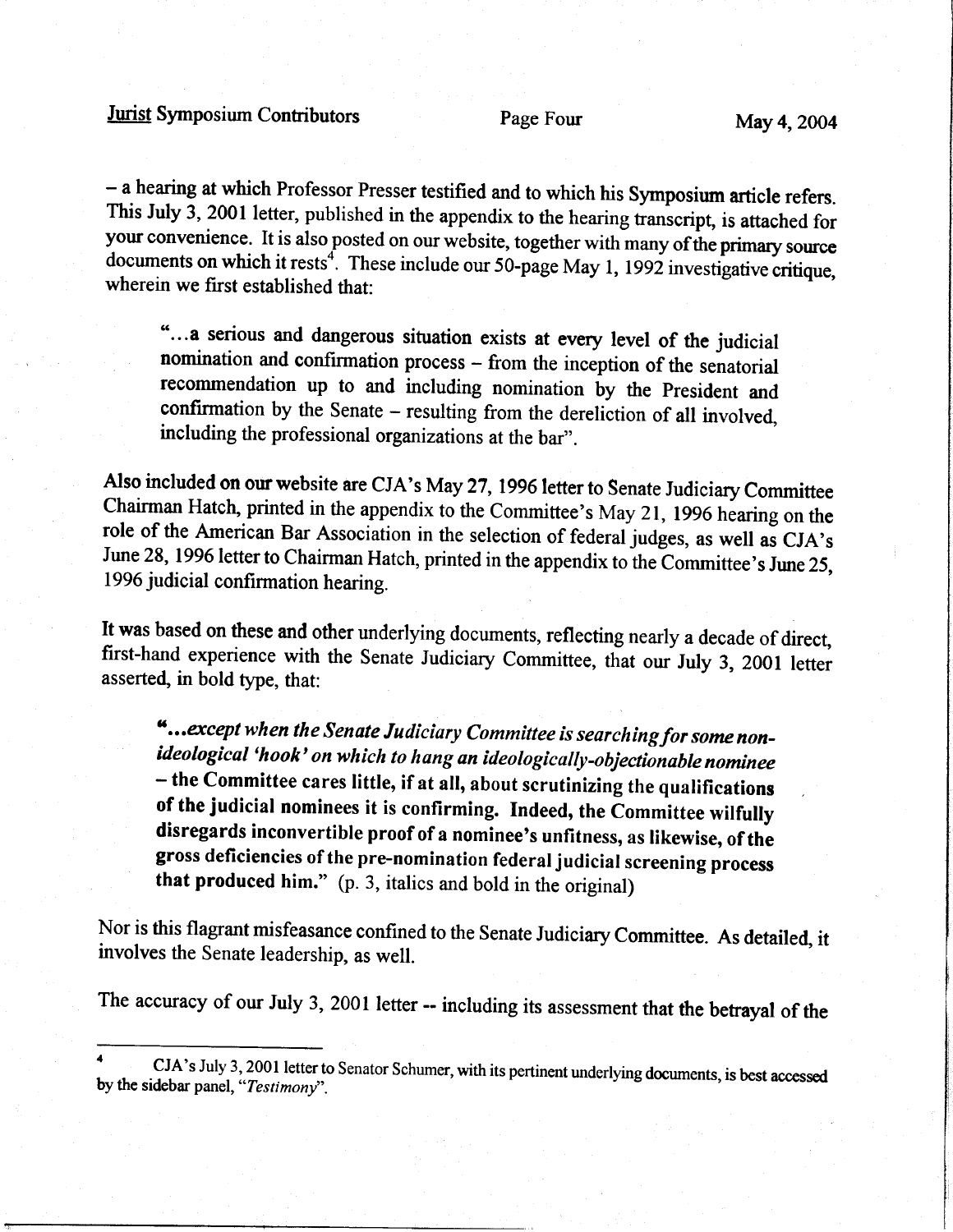– a hearing at which Professor Presser testified and to which his Symposium article refers. This July 3, 2001 letter, published in the appendix to the hearing transcript, is attached for your convenience. It is also posted on our website, together with many of the primary source documents on which it rests[4]. These include our 50-page May 1, 1992 investigative critique, wherein we first established that:

> "...a serious and dangerous situation exists at every level of the judicial nomination and confirmation process – from the inception of the senatorial recommendation up to and including nomination by the President and confirmation by the Senate – resulting from the dereliction of all involved, including the professional organizations at the bar".

Also included on our website are CJA's May 27, 1996 letter to Senate Judiciary Committee Chairman Hatch, printed in the appendix to the Committee's May 21, 1996 hearing on the role of the American Bar Association in the selection of federal judges, as well as CJA's June 28, 1996 letter to Chairman Hatch, printed in the appendix to the Committee's June 25, 1996 judicial confirmation hearing.

It was based on these and other underlying documents, reflecting nearly a decade of direct, first-hand experience with the Senate Judiciary Committee, that our July 3, 2001 letter asserted, in bold type, that:

> ***"...except when the Senate Judiciary Committee is searching for some non-ideological 'hook' on which to hang an ideologically-objectionable nominee*** **– the Committee cares little, if at all, about scrutinizing the qualifications of the judicial nominees it is confirming. Indeed, the Committee wilfully disregards inconvertible proof of a nominee's unfitness, as likewise, of the gross deficiencies of the pre-nomination federal judicial screening process that produced him."** (p. 3, italics and bold in the original)

Nor is this flagrant misfeasance confined to the Senate Judiciary Committee. As detailed, it involves the Senate leadership, as well.

The accuracy of our July 3, 2001 letter -- including its assessment that the betrayal of the

---

[4] CJA's July 3, 2001 letter to Senator Schumer, with its pertinent underlying documents, is best accessed by the sidebar panel, "*Testimony*".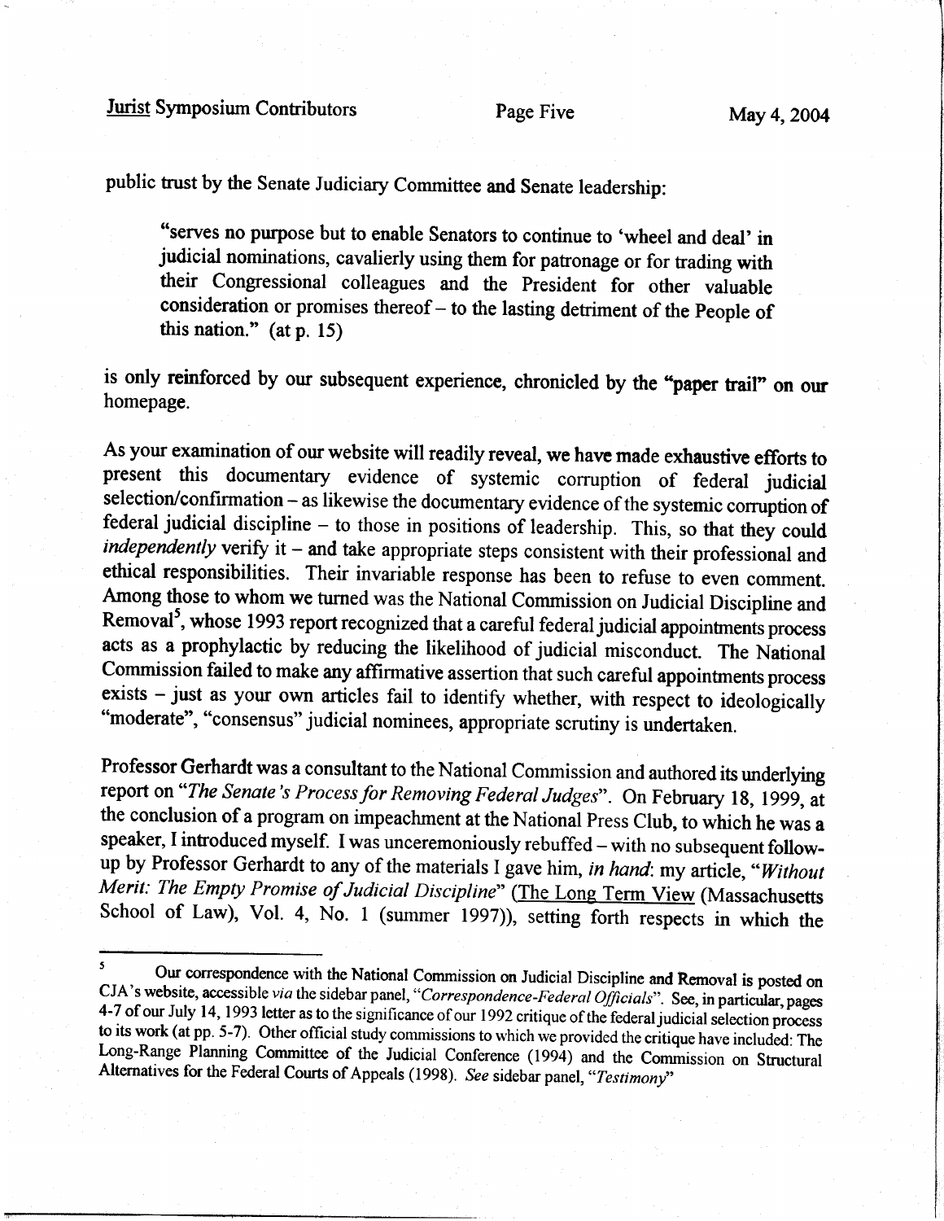public trust by the Senate Judiciary Committee and Senate leadership:

> "serves no purpose but to enable Senators to continue to 'wheel and deal' in judicial nominations, cavalierly using them for patronage or for trading with their Congressional colleagues and the President for other valuable consideration or promises thereof – to the lasting detriment of the People of this nation." (at p. 15)

is only reinforced by our subsequent experience, chronicled by the "paper trail" on our homepage.

As your examination of our website will readily reveal, we have made exhaustive efforts to present this documentary evidence of systemic corruption of federal judicial selection/confirmation – as likewise the documentary evidence of the systemic corruption of federal judicial discipline – to those in positions of leadership. This, so that they could *independently* verify it – and take appropriate steps consistent with their professional and ethical responsibilities. Their invariable response has been to refuse to even comment. Among those to whom we turned was the National Commission on Judicial Discipline and Removal[5], whose 1993 report recognized that a careful federal judicial appointments process acts as a prophylactic by reducing the likelihood of judicial misconduct. The National Commission failed to make any affirmative assertion that such careful appointments process exists – just as your own articles fail to identify whether, with respect to ideologically "moderate", "consensus" judicial nominees, appropriate scrutiny is undertaken.

Professor Gerhardt was a consultant to the National Commission and authored its underlying report on "*The Senate's Process for Removing Federal Judges*". On February 18, 1999, at the conclusion of a program on impeachment at the National Press Club, to which he was a speaker, I introduced myself. I was unceremoniously rebuffed – with no subsequent follow-up by Professor Gerhardt to any of the materials I gave him, *in hand*: my article, "*Without Merit: The Empty Promise of Judicial Discipline*" (The Long Term View (Massachusetts School of Law), Vol. 4, No. 1 (summer 1997)), setting forth respects in which the

---

[5] Our correspondence with the National Commission on Judicial Discipline and Removal is posted on CJA's website, accessible *via* the sidebar panel, "*Correspondence-Federal Officials*". See, in particular, pages 4-7 of our July 14, 1993 letter as to the significance of our 1992 critique of the federal judicial selection process to its work (at pp. 5-7). Other official study commissions to which we provided the critique have included: The Long-Range Planning Committee of the Judicial Conference (1994) and the Commission on Structural Alternatives for the Federal Courts of Appeals (1998). *See* sidebar panel, "*Testimony*"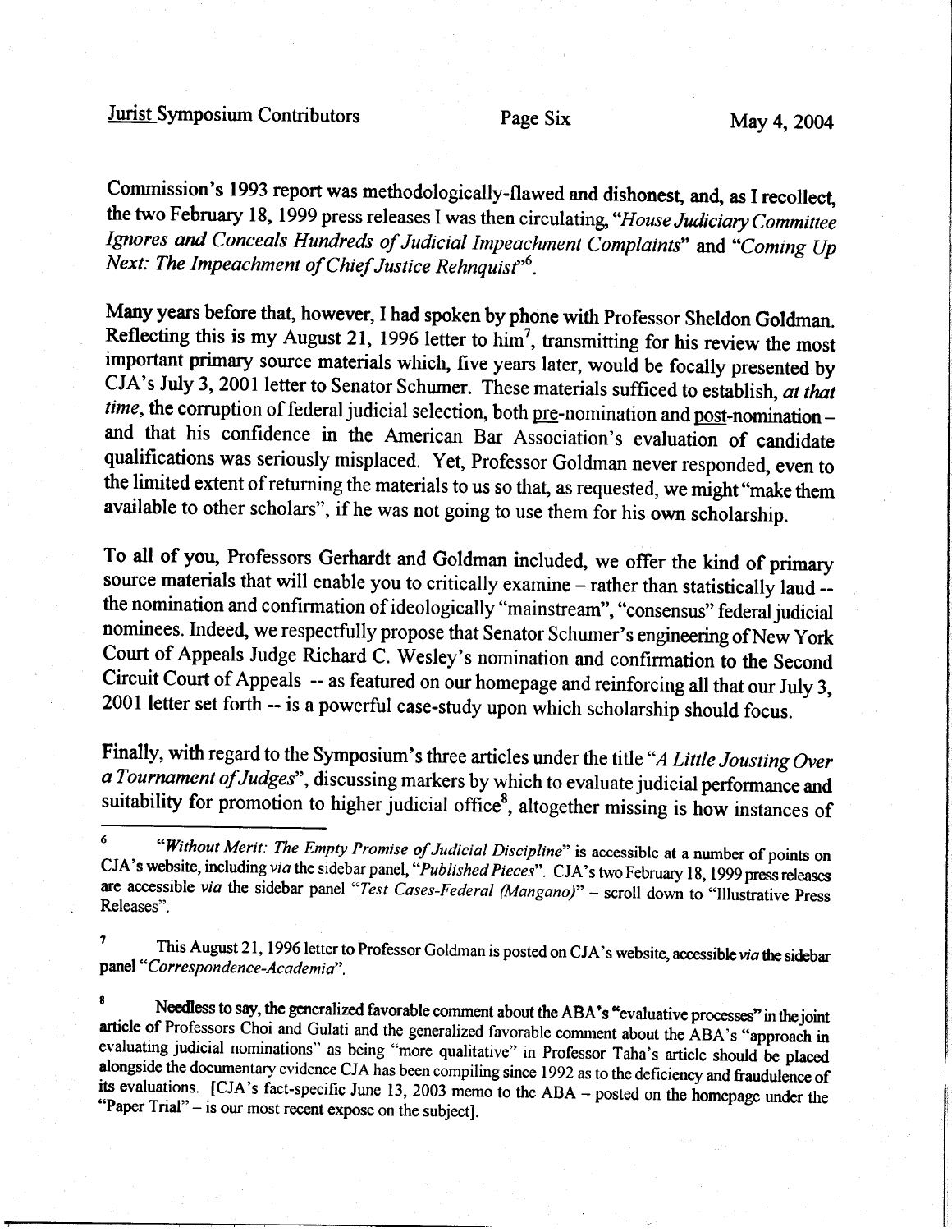Commission's 1993 report was methodologically-flawed and dishonest, and, as I recollect, the two February 18, 1999 press releases I was then circulating, "*House Judiciary Committee Ignores and Conceals Hundreds of Judicial Impeachment Complaints*" and "*Coming Up Next: The Impeachment of Chief Justice Rehnquist*"[6].

Many years before that, however, I had spoken by phone with Professor Sheldon Goldman. Reflecting this is my August 21, 1996 letter to him[7], transmitting for his review the most important primary source materials which, five years later, would be focally presented by CJA's July 3, 2001 letter to Senator Schumer. These materials sufficed to establish, *at that time*, the corruption of federal judicial selection, both pre-nomination and post-nomination – and that his confidence in the American Bar Association's evaluation of candidate qualifications was seriously misplaced. Yet, Professor Goldman never responded, even to the limited extent of returning the materials to us so that, as requested, we might "make them available to other scholars", if he was not going to use them for his own scholarship.

To all of you, Professors Gerhardt and Goldman included, we offer the kind of primary source materials that will enable you to critically examine – rather than statistically laud -- the nomination and confirmation of ideologically "mainstream", "consensus" federal judicial nominees. Indeed, we respectfully propose that Senator Schumer's engineering of New York Court of Appeals Judge Richard C. Wesley's nomination and confirmation to the Second Circuit Court of Appeals -- as featured on our homepage and reinforcing all that our July 3, 2001 letter set forth -- is a powerful case-study upon which scholarship should focus.

Finally, with regard to the Symposium's three articles under the title "*A Little Jousting Over a Tournament of Judges*", discussing markers by which to evaluate judicial performance and suitability for promotion to higher judicial office[8], altogether missing is how instances of

---

[6] "*Without Merit: The Empty Promise of Judicial Discipline*" is accessible at a number of points on CJA's website, including *via* the sidebar panel, "*Published Pieces*". CJA's two February 18, 1999 press releases are accessible *via* the sidebar panel "*Test Cases-Federal (Mangano)*" – scroll down to "Illustrative Press Releases".

[7] This August 21, 1996 letter to Professor Goldman is posted on CJA's website, accessible *via* the sidebar panel "*Correspondence-Academia*".

[8] Needless to say, the generalized favorable comment about the ABA's "evaluative processes" in the joint article of Professors Choi and Gulati and the generalized favorable comment about the ABA's "approach in evaluating judicial nominations" as being "more qualitative" in Professor Taha's article should be placed alongside the documentary evidence CJA has been compiling since 1992 as to the deficiency and fraudulence of its evaluations. [CJA's fact-specific June 13, 2003 memo to the ABA – posted on the homepage under the "Paper Trial" – is our most recent expose on the subject].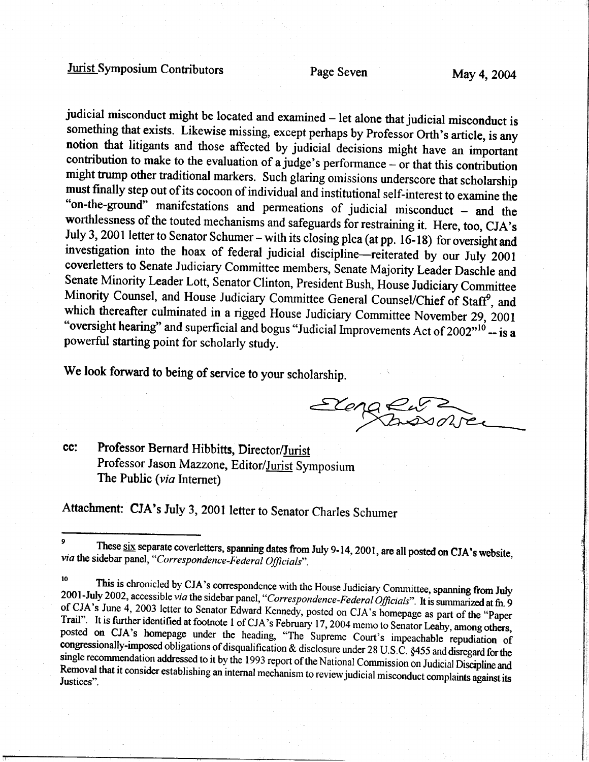judicial misconduct might be located and examined – let alone that judicial misconduct is something that exists. Likewise missing, except perhaps by Professor Orth's article, is any notion that litigants and those affected by judicial decisions might have an important contribution to make to the evaluation of a judge's performance – or that this contribution might trump other traditional markers. Such glaring omissions underscore that scholarship must finally step out of its cocoon of individual and institutional self-interest to examine the "on-the-ground" manifestations and permeations of judicial misconduct – and the worthlessness of the touted mechanisms and safeguards for restraining it. Here, too, CJA's July 3, 2001 letter to Senator Schumer – with its closing plea (at pp. 16-18) for oversight and investigation into the hoax of federal judicial discipline—reiterated by our July 2001 coverletters to Senate Judiciary Committee members, Senate Majority Leader Daschle and Senate Minority Leader Lott, Senator Clinton, President Bush, House Judiciary Committee Minority Counsel, and House Judiciary Committee General Counsel/Chief of Staff[9], and which thereafter culminated in a rigged House Judiciary Committee November 29, 2001 "oversight hearing" and superficial and bogus "Judicial Improvements Act of 2002"[10] -- is a powerful starting point for scholarly study.

We look forward to being of service to your scholarship.

Elena Ruth Sassower

cc: Professor Bernard Hibbitts, Director/<u>Jurist</u>
Professor Jason Mazzone, Editor/<u>Jurist</u> Symposium
The Public (*via* Internet)

Attachment: CJA's July 3, 2001 letter to Senator Charles Schumer

---

[9] These <u>six</u> separate coverletters, spanning dates from July 9-14, 2001, are all posted on CJA's website, *via* the sidebar panel, "*Correspondence-Federal Officials*".

[10] This is chronicled by CJA's correspondence with the House Judiciary Committee, spanning from July 2001-July 2002, accessible *via* the sidebar panel, "*Correspondence-Federal Officials*". It is summarized at fn. 9 of CJA's June 4, 2003 letter to Senator Edward Kennedy, posted on CJA's homepage as part of the "Paper Trail". It is further identified at footnote 1 of CJA's February 17, 2004 memo to Senator Leahy, among others, posted on CJA's homepage under the heading, "The Supreme Court's impeachable repudiation of congressionally-imposed obligations of disqualification & disclosure under 28 U.S.C. §455 and disregard for the single recommendation addressed to it by the 1993 report of the National Commission on Judicial Discipline and Removal that it consider establishing an internal mechanism to review judicial misconduct complaints against its Justices".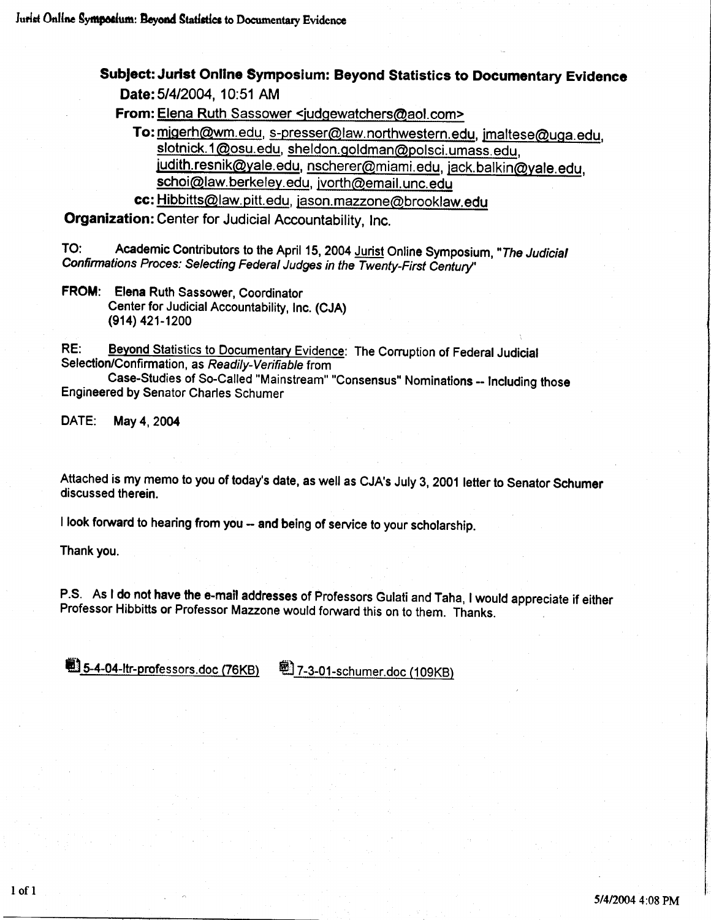**Subject:** **Jurist Online Symposium: Beyond Statistics to Documentary Evidence**
**Date:** 5/4/2004, 10:51 AM
**From:** Elena Ruth Sassower <judgewatchers@aol.com>
**To:** mjgerh@wm.edu, s-presser@law.northwestern.edu, jmaltese@uga.edu, slotnick.1@osu.edu, sheldon.goldman@polsci.umass.edu, judith.resnik@yale.edu, nscherer@miami.edu, jack.balkin@yale.edu, schoi@law.berkeley.edu, jvorth@email.unc.edu
**cc:** Hibbitts@law.pitt.edu, jason.mazzone@brooklaw.edu
**Organization:** Center for Judicial Accountability, Inc.

TO: Academic Contributors to the April 15, 2004 Jurist Online Symposium, "*The Judicial Confirmations Proces: Selecting Federal Judges in the Twenty-First Century*"

FROM: Elena Ruth Sassower, Coordinator
Center for Judicial Accountability, Inc. (CJA)
(914) 421-1200

RE: Beyond Statistics to Documentary Evidence: The Corruption of Federal Judicial Selection/Confirmation, as *Readily-Verifiable* from
Case-Studies of So-Called "Mainstream" "Consensus" Nominations -- Including those Engineered by Senator Charles Schumer

DATE: May 4, 2004

Attached is my memo to you of today's date, as well as CJA's July 3, 2001 letter to Senator Schumer discussed therein.

I look forward to hearing from you -- and being of service to your scholarship.

Thank you.

P.S. As I do not have the e-mail addresses of Professors Gulati and Taha, I would appreciate if either Professor Hibbitts or Professor Mazzone would forward this on to them. Thanks.

5-4-04-ltr-professors.doc (76KB) 7-3-01-schumer.doc (109KB)